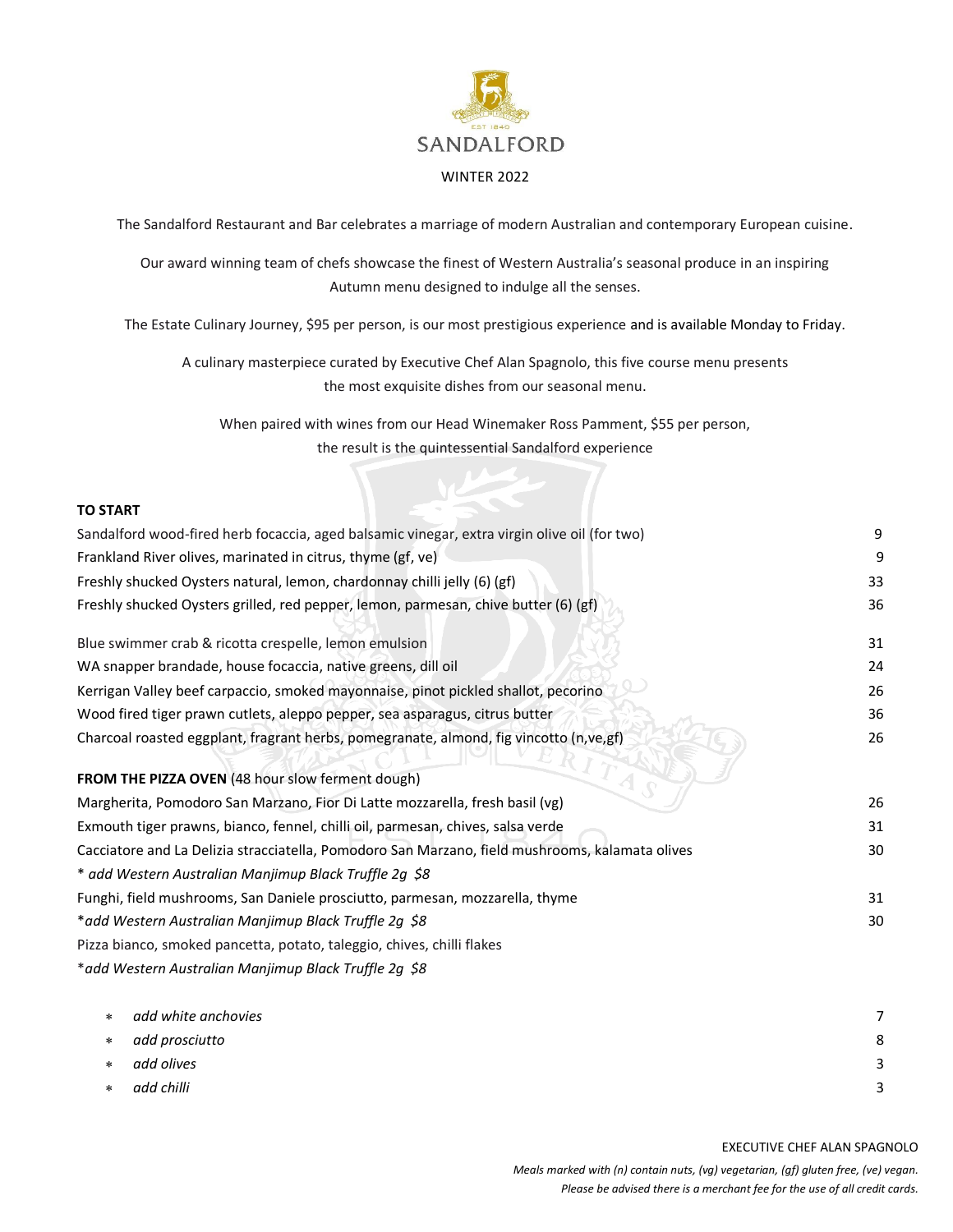EST 1840

# SANDALFORD

WINTER 2022

The Sandalford Restaurant and Bar celebrates a marriage of modern Australian and contemporary European cuisine.

Our award winning team of chefs showcase the finest of Western Australia's seasonal produce in an inspiring Autumn menu designed to indulge all the senses.

The Estate Culinary Journey, $95 per person, is our most prestigious experience and is available Monday to Friday.

A culinary masterpiece curated by Executive Chef Alan Spagnolo, this five course menu presents the most exquisite dishes from our seasonal menu.

When paired with wines from our Head Winemaker Ross Pamment, $55 per person, the result is the quintessential Sandalford experience

**TO START**

| | |
|---|---|
| Sandalford wood-fired herb focaccia, aged balsamic vinegar, extra virgin olive oil (for two) | 9 |
| Frankland River olives, marinated in citrus, thyme (gf, ve) | 9 |
| Freshly shucked Oysters natural, lemon, chardonnay chilli jelly (6) (gf) | 33 |
| Freshly shucked Oysters grilled, red pepper, lemon, parmesan, chive butter (6) (gf) | 36 |
| Blue swimmer crab & ricotta crespelle, lemon emulsion | 31 |
| WA snapper brandade, house focaccia, native greens, dill oil | 24 |
| Kerrigan Valley beef carpaccio, smoked mayonnaise, pinot pickled shallot, pecorino | 26 |
| Wood fired tiger prawn cutlets, aleppo pepper, sea asparagus, citrus butter | 36 |
| Charcoal roasted eggplant, fragrant herbs, pomegranate, almond, fig vincotto (n,ve,gf) | 26 |

**FROM THE PIZZA OVEN** (48 hour slow ferment dough)

| | |
|---|---|
| Margherita, Pomodoro San Marzano, Fior Di Latte mozzarella, fresh basil (vg) | 26 |
| Exmouth tiger prawns, bianco, fennel, chilli oil, parmesan, chives, salsa verde | 31 |
| Cacciatore and La Delizia stracciatella, Pomodoro San Marzano, field mushrooms, kalamata olives | 30 |
| *\* add Western Australian Manjimup Black Truffle 2g $8* | |
| Funghi, field mushrooms, San Daniele prosciutto, parmesan, mozzarella, thyme | 31 |
| *\*add Western Australian Manjimup Black Truffle 2g $8* | 30 |
| Pizza bianco, smoked pancetta, potato, taleggio, chives, chilli flakes | |
| *\*add Western Australian Manjimup Black Truffle 2g $8* | |

| | |
|---|---|
| * *add white anchovies* | 7 |
| * *add prosciutto* | 8 |
| * *add olives* | 3 |
| * *add chilli* | 3 |

EXECUTIVE CHEF ALAN SPAGNOLO

*Meals marked with (n) contain nuts, (vg) vegetarian, (gf) gluten free, (ve) vegan.*
*Please be advised there is a merchant fee for the use of all credit cards.*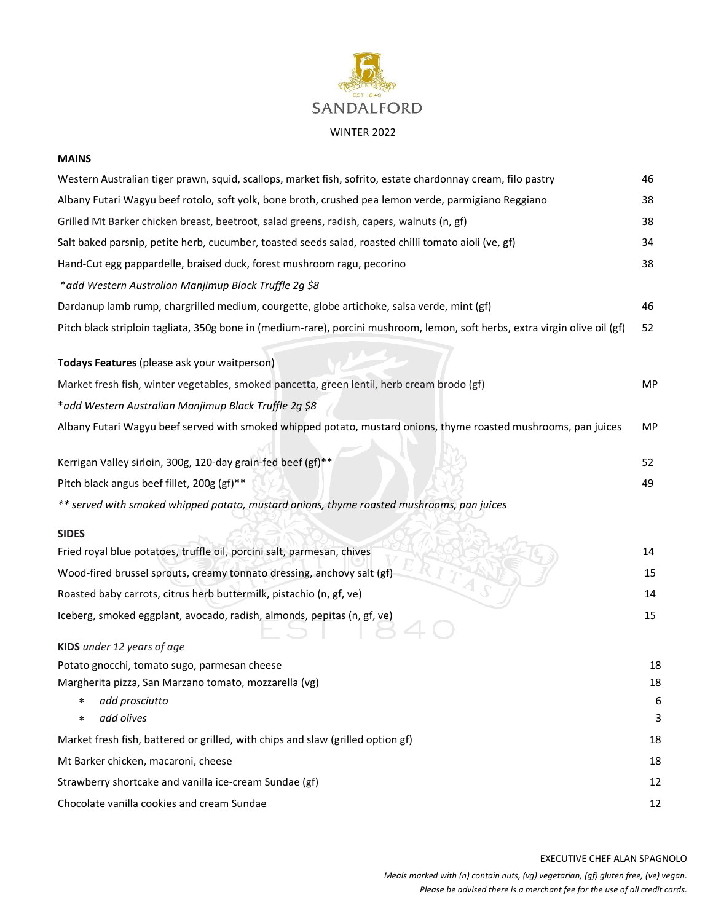SANDALFORD

WINTER 2022

**MAINS**

| | |
|---|---|
| Western Australian tiger prawn, squid, scallops, market fish, sofrito, estate chardonnay cream, filo pastry | 46 |
| Albany Futari Wagyu beef rotolo, soft yolk, bone broth, crushed pea lemon verde, parmigiano Reggiano | 38 |
| Grilled Mt Barker chicken breast, beetroot, salad greens, radish, capers, walnuts (n, gf) | 38 |
| Salt baked parsnip, petite herb, cucumber, toasted seeds salad, roasted chilli tomato aioli (ve, gf) | 34 |
| Hand-Cut egg pappardelle, braised duck, forest mushroom ragu, pecorino | 38 |
| *\*add Western Australian Manjimup Black Truffle 2g $8* | |
| Dardanup lamb rump, chargrilled medium, courgette, globe artichoke, salsa verde, mint (gf) | 46 |
| Pitch black striploin tagliata, 350g bone in (medium-rare), porcini mushroom, lemon, soft herbs, extra virgin olive oil (gf) | 52 |

**Todays Features** (please ask your waitperson)

| | |
|---|---|
| Market fresh fish, winter vegetables, smoked pancetta, green lentil, herb cream brodo (gf) | MP |
| *\*add Western Australian Manjimup Black Truffle 2g $8* | |
| Albany Futari Wagyu beef served with smoked whipped potato, mustard onions, thyme roasted mushrooms, pan juices | MP |
| Kerrigan Valley sirloin, 300g, 120-day grain-fed beef (gf)** | 52 |
| Pitch black angus beef fillet, 200g (gf)** | 49 |

*\*\* served with smoked whipped potato, mustard onions, thyme roasted mushrooms, pan juices*

**SIDES**

| | |
|---|---|
| Fried royal blue potatoes, truffle oil, porcini salt, parmesan, chives | 14 |
| Wood-fired brussel sprouts, creamy tonnato dressing, anchovy salt (gf) | 15 |
| Roasted baby carrots, citrus herb buttermilk, pistachio (n, gf, ve) | 14 |
| Iceberg, smoked eggplant, avocado, radish, almonds, pepitas (n, gf, ve) | 15 |

**KIDS** *under 12 years of age*

| | |
|---|---|
| Potato gnocchi, tomato sugo, parmesan cheese | 18 |
| Margherita pizza, San Marzano tomato, mozzarella (vg) | 18 |
| * *add prosciutto* | 6 |
| * *add olives* | 3 |
| Market fresh fish, battered or grilled, with chips and slaw (grilled option gf) | 18 |
| Mt Barker chicken, macaroni, cheese | 18 |
| Strawberry shortcake and vanilla ice-cream Sundae (gf) | 12 |
| Chocolate vanilla cookies and cream Sundae | 12 |

EXECUTIVE CHEF ALAN SPAGNOLO

*Meals marked with (n) contain nuts, (vg) vegetarian, (gf) gluten free, (ve) vegan.*
*Please be advised there is a merchant fee for the use of all credit cards.*